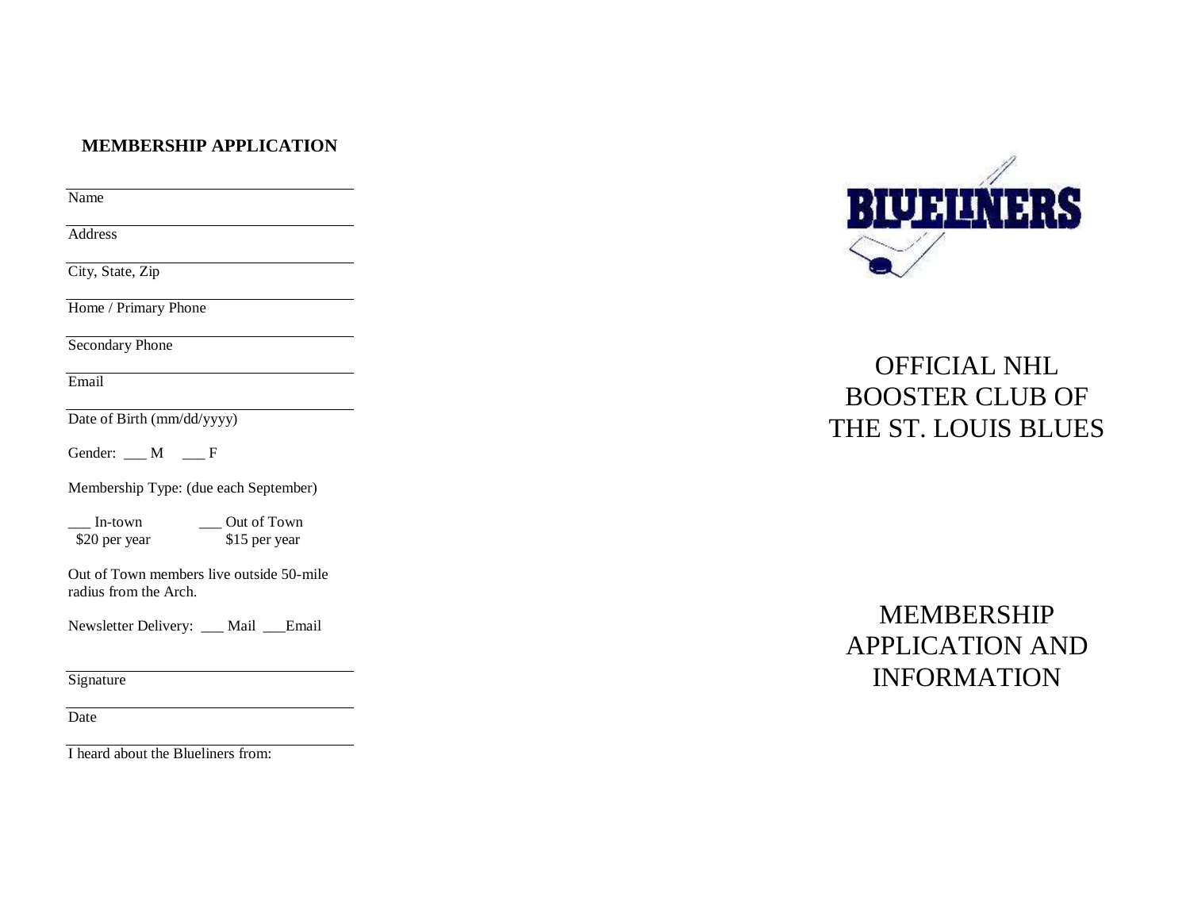## MEMBERSHIP APPLICATION

Name

Address

City, State, Zip

Home / Primary Phone

Secondary Phone

Email

Date of Birth (mm/dd/yyyy)

Gender: ___ M ___ F

Membership Type: (due each September)

___ In-town $20 per year ___ Out of Town $15 per year

Out of Town members live outside 50-mile radius from the Arch.

Newsletter Delivery: ___ Mail ___Email

Signature

Date

I heard about the Blueliners from:

BLUELINERS

# OFFICIAL NHL BOOSTER CLUB OF THE ST. LOUIS BLUES

# MEMBERSHIP APPLICATION AND INFORMATION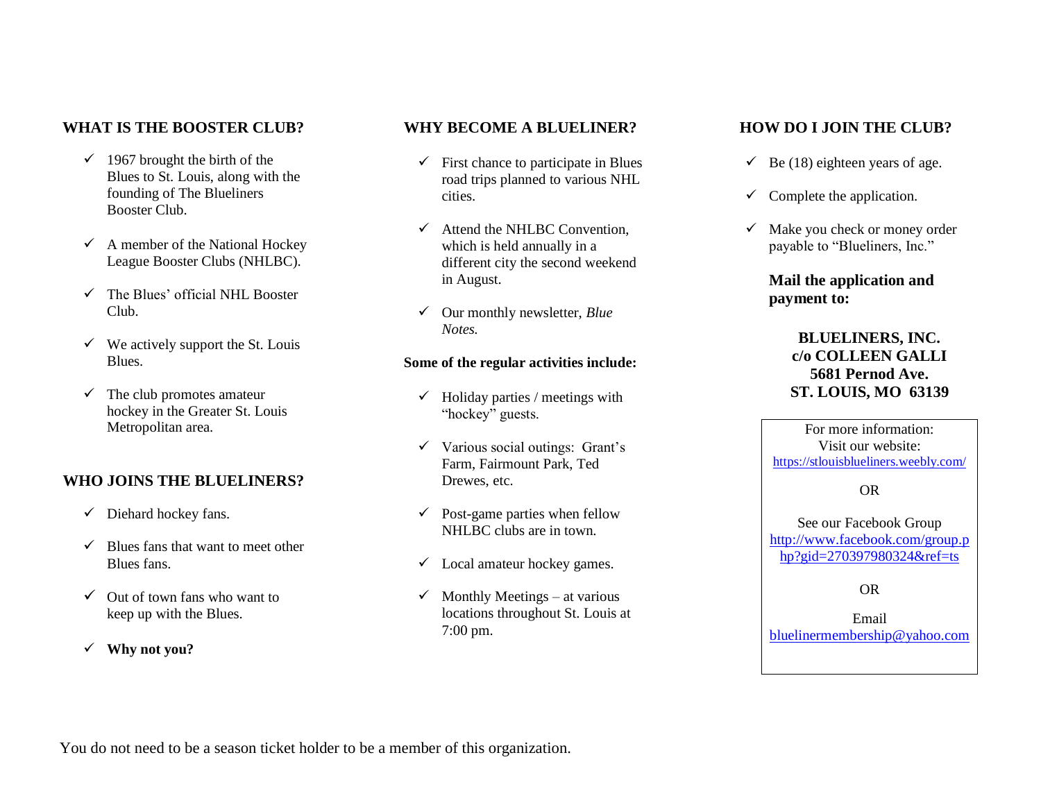## WHAT IS THE BOOSTER CLUB?

- ✓ 1967 brought the birth of the Blues to St. Louis, along with the founding of The Blueliners Booster Club.
- ✓ A member of the National Hockey League Booster Clubs (NHLBC).
- ✓ The Blues' official NHL Booster Club.
- ✓ We actively support the St. Louis Blues.
- ✓ The club promotes amateur hockey in the Greater St. Louis Metropolitan area.

## WHO JOINS THE BLUELINERS?

- ✓ Diehard hockey fans.
- ✓ Blues fans that want to meet other Blues fans.
- ✓ Out of town fans who want to keep up with the Blues.
- ✓ **Why not you?**

## WHY BECOME A BLUELINER?

- ✓ First chance to participate in Blues road trips planned to various NHL cities.
- ✓ Attend the NHLBC Convention, which is held annually in a different city the second weekend in August.
- ✓ Our monthly newsletter, *Blue Notes.*

**Some of the regular activities include:**

- ✓ Holiday parties / meetings with "hockey" guests.
- ✓ Various social outings: Grant's Farm, Fairmount Park, Ted Drewes, etc.
- ✓ Post-game parties when fellow NHLBC clubs are in town.
- ✓ Local amateur hockey games.
- ✓ Monthly Meetings – at various locations throughout St. Louis at 7:00 pm.

## HOW DO I JOIN THE CLUB?

- ✓ Be (18) eighteen years of age.
- ✓ Complete the application.
- ✓ Make you check or money order payable to "Blueliners, Inc."

**Mail the application and payment to:**

**BLUELINERS, INC.**
**c/o COLLEEN GALLI**
**5681 Pernod Ave.**
**ST. LOUIS, MO 63139**

For more information:
Visit our website:
https://stlouisblueliners.weebly.com/

OR

See our Facebook Group
http://www.facebook.com/group.php?gid=270397980324&ref=ts

OR

Email
bluelinermembership@yahoo.com

You do not need to be a season ticket holder to be a member of this organization.